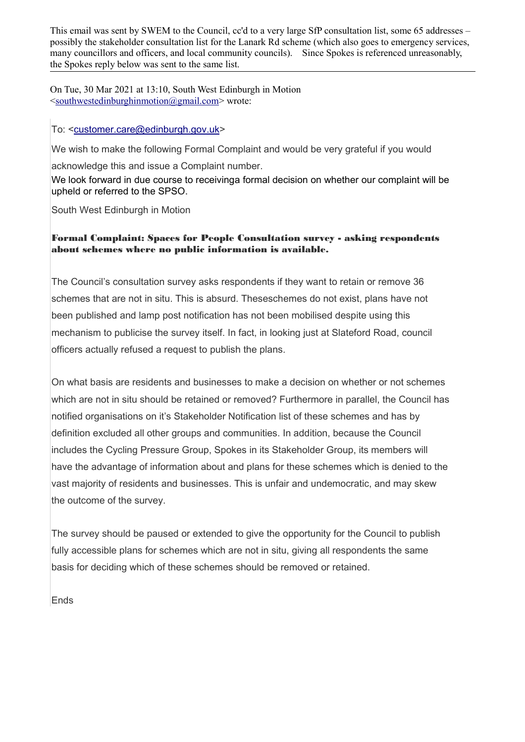This email was sent by SWEM to the Council, cc'd to a very large SfP consultation list, some 65 addresses – possibly the stakeholder consultation list for the Lanark Rd scheme (which also goes to emergency services, many councillors and officers, and local community councils). Since Spokes is referenced unreasonably, the Spokes reply below was sent to the same list.

---

On Tue, 30 Mar 2021 at 13:10, South West Edinburgh in Motion <southwestedinburghinmotion@gmail.com> wrote:

> To: <customer.care@edinburgh.gov.uk>
>
> We wish to make the following Formal Complaint and would be very grateful if you would acknowledge this and issue a Complaint number.
>
> We look forward in due course to receivinga formal decision on whether our complaint will be upheld or referred to the SPSO.
>
> South West Edinburgh in Motion
>
> **Formal Complaint: Spaces for People Consultation survey - asking respondents about schemes where no public information is available.**
>
> The Council's consultation survey asks respondents if they want to retain or remove 36 schemes that are not in situ. This is absurd. Theseschemes do not exist, plans have not been published and lamp post notification has not been mobilised despite using this mechanism to publicise the survey itself. In fact, in looking just at Slateford Road, council officers actually refused a request to publish the plans.
>
> On what basis are residents and businesses to make a decision on whether or not schemes which are not in situ should be retained or removed? Furthermore in parallel, the Council has notified organisations on it's Stakeholder Notification list of these schemes and has by definition excluded all other groups and communities. In addition, because the Council includes the Cycling Pressure Group, Spokes in its Stakeholder Group, its members will have the advantage of information about and plans for these schemes which is denied to the vast majority of residents and businesses. This is unfair and undemocratic, and may skew the outcome of the survey.
>
> The survey should be paused or extended to give the opportunity for the Council to publish fully accessible plans for schemes which are not in situ, giving all respondents the same basis for deciding which of these schemes should be removed or retained.
>
> Ends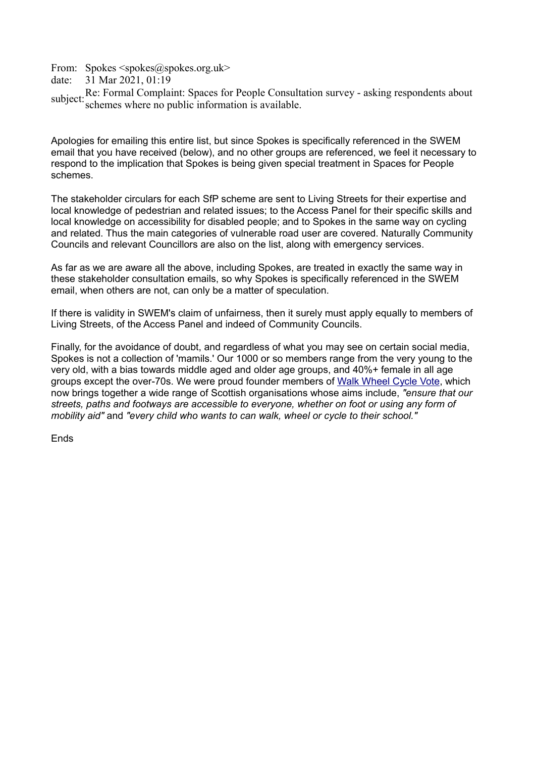From: Spokes <spokes@spokes.org.uk>
date: 31 Mar 2021, 01:19
subject: Re: Formal Complaint: Spaces for People Consultation survey - asking respondents about schemes where no public information is available.

Apologies for emailing this entire list, but since Spokes is specifically referenced in the SWEM email that you have received (below), and no other groups are referenced, we feel it necessary to respond to the implication that Spokes is being given special treatment in Spaces for People schemes.

The stakeholder circulars for each SfP scheme are sent to Living Streets for their expertise and local knowledge of pedestrian and related issues; to the Access Panel for their specific skills and local knowledge on accessibility for disabled people; and to Spokes in the same way on cycling and related. Thus the main categories of vulnerable road user are covered. Naturally Community Councils and relevant Councillors are also on the list, along with emergency services.

As far as we are aware all the above, including Spokes, are treated in exactly the same way in these stakeholder consultation emails, so why Spokes is specifically referenced in the SWEM email, when others are not, can only be a matter of speculation.

If there is validity in SWEM's claim of unfairness, then it surely must apply equally to members of Living Streets, of the Access Panel and indeed of Community Councils.

Finally, for the avoidance of doubt, and regardless of what you may see on certain social media, Spokes is not a collection of 'mamils.' Our 1000 or so members range from the very young to the very old, with a bias towards middle aged and older age groups, and 40%+ female in all age groups except the over-70s. We were proud founder members of Walk Wheel Cycle Vote, which now brings together a wide range of Scottish organisations whose aims include, *"ensure that our streets, paths and footways are accessible to everyone, whether on foot or using any form of mobility aid"* and *"every child who wants to can walk, wheel or cycle to their school."*

Ends